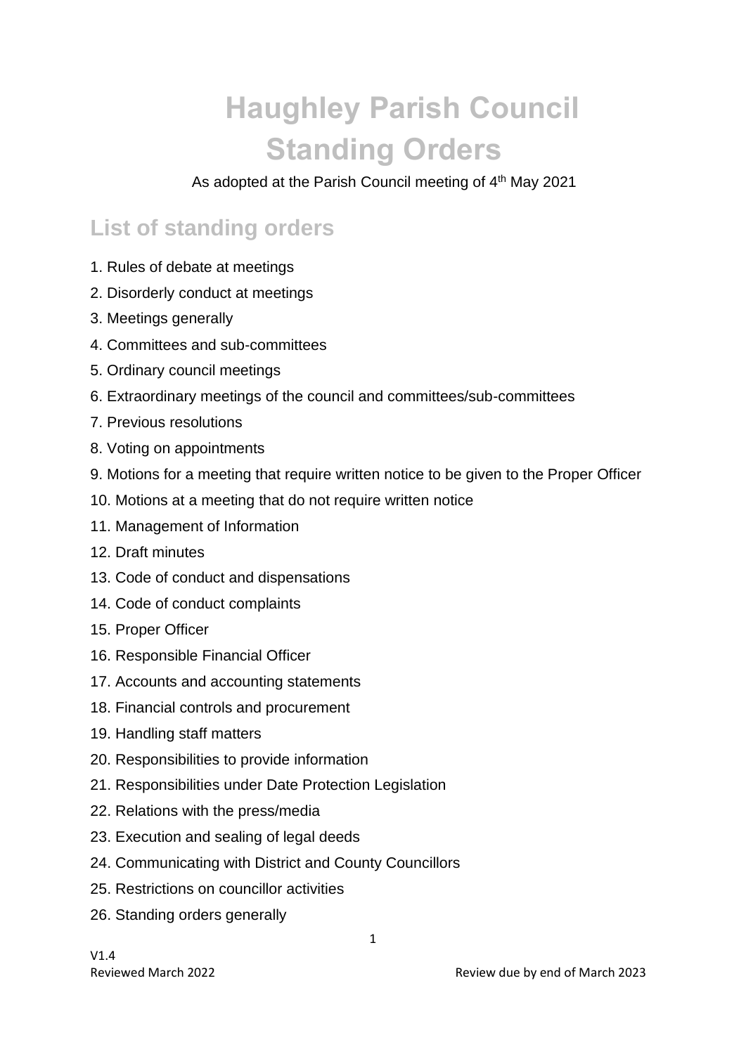# Haughley Parish Council Standing Orders

As adopted at the Parish Council meeting of 4th May 2021

## List of standing orders

1. Rules of debate at meetings
2. Disorderly conduct at meetings
3. Meetings generally
4. Committees and sub-committees
5. Ordinary council meetings
6. Extraordinary meetings of the council and committees/sub-committees
7. Previous resolutions
8. Voting on appointments
9. Motions for a meeting that require written notice to be given to the Proper Officer
10. Motions at a meeting that do not require written notice
11. Management of Information
12. Draft minutes
13. Code of conduct and dispensations
14. Code of conduct complaints
15. Proper Officer
16. Responsible Financial Officer
17. Accounts and accounting statements
18. Financial controls and procurement
19. Handling staff matters
20. Responsibilities to provide information
21. Responsibilities under Date Protection Legislation
22. Relations with the press/media
23. Execution and sealing of legal deeds
24. Communicating with District and County Councillors
25. Restrictions on councillor activities
26. Standing orders generally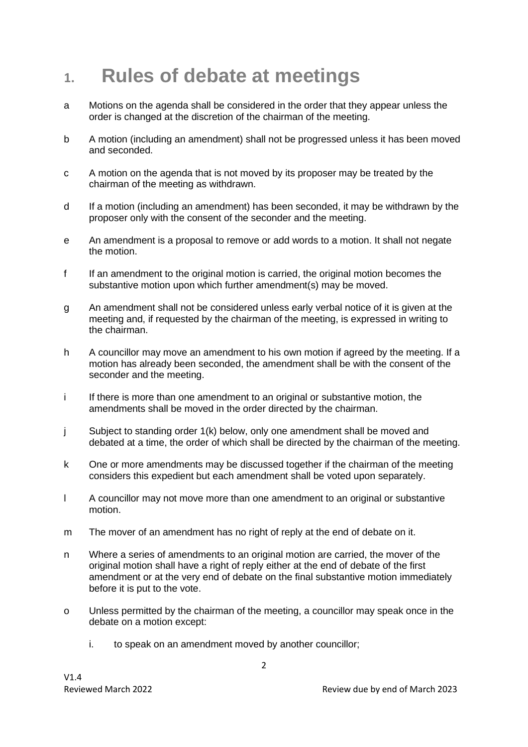# 1. Rules of debate at meetings

a  Motions on the agenda shall be considered in the order that they appear unless the order is changed at the discretion of the chairman of the meeting.

b  A motion (including an amendment) shall not be progressed unless it has been moved and seconded.

c  A motion on the agenda that is not moved by its proposer may be treated by the chairman of the meeting as withdrawn.

d  If a motion (including an amendment) has been seconded, it may be withdrawn by the proposer only with the consent of the seconder and the meeting.

e  An amendment is a proposal to remove or add words to a motion. It shall not negate the motion.

f  If an amendment to the original motion is carried, the original motion becomes the substantive motion upon which further amendment(s) may be moved.

g  An amendment shall not be considered unless early verbal notice of it is given at the meeting and, if requested by the chairman of the meeting, is expressed in writing to the chairman.

h  A councillor may move an amendment to his own motion if agreed by the meeting. If a motion has already been seconded, the amendment shall be with the consent of the seconder and the meeting.

i  If there is more than one amendment to an original or substantive motion, the amendments shall be moved in the order directed by the chairman.

j  Subject to standing order 1(k) below, only one amendment shall be moved and debated at a time, the order of which shall be directed by the chairman of the meeting.

k  One or more amendments may be discussed together if the chairman of the meeting considers this expedient but each amendment shall be voted upon separately.

l  A councillor may not move more than one amendment to an original or substantive motion.

m  The mover of an amendment has no right of reply at the end of debate on it.

n  Where a series of amendments to an original motion are carried, the mover of the original motion shall have a right of reply either at the end of debate of the first amendment or at the very end of debate on the final substantive motion immediately before it is put to the vote.

o  Unless permitted by the chairman of the meeting, a councillor may speak once in the debate on a motion except:

   i. to speak on an amendment moved by another councillor;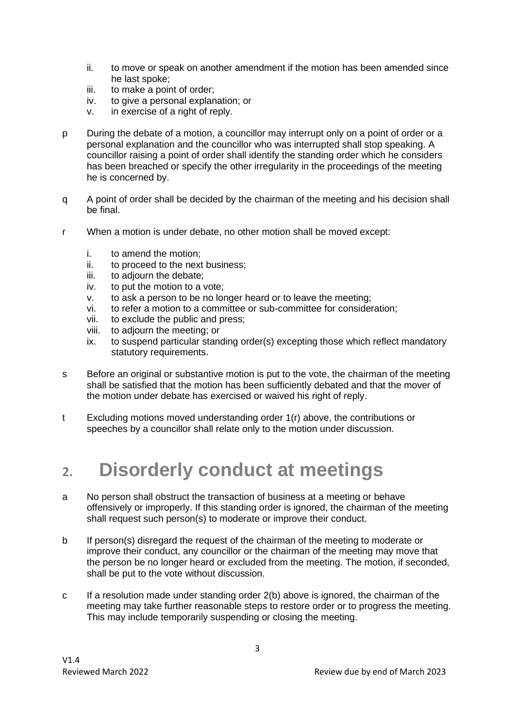ii. to move or speak on another amendment if the motion has been amended since he last spoke;
iii. to make a point of order;
iv. to give a personal explanation; or
v. in exercise of a right of reply.

p During the debate of a motion, a councillor may interrupt only on a point of order or a personal explanation and the councillor who was interrupted shall stop speaking. A councillor raising a point of order shall identify the standing order which he considers has been breached or specify the other irregularity in the proceedings of the meeting he is concerned by.

q A point of order shall be decided by the chairman of the meeting and his decision shall be final.

r When a motion is under debate, no other motion shall be moved except:

i. to amend the motion;
ii. to proceed to the next business;
iii. to adjourn the debate;
iv. to put the motion to a vote;
v. to ask a person to be no longer heard or to leave the meeting;
vi. to refer a motion to a committee or sub-committee for consideration;
vii. to exclude the public and press;
viii. to adjourn the meeting; or
ix. to suspend particular standing order(s) excepting those which reflect mandatory statutory requirements.

s Before an original or substantive motion is put to the vote, the chairman of the meeting shall be satisfied that the motion has been sufficiently debated and that the mover of the motion under debate has exercised or waived his right of reply.

t Excluding motions moved understanding order 1(r) above, the contributions or speeches by a councillor shall relate only to the motion under discussion.

# 2. Disorderly conduct at meetings

a No person shall obstruct the transaction of business at a meeting or behave offensively or improperly. If this standing order is ignored, the chairman of the meeting shall request such person(s) to moderate or improve their conduct.

b If person(s) disregard the request of the chairman of the meeting to moderate or improve their conduct, any councillor or the chairman of the meeting may move that the person be no longer heard or excluded from the meeting. The motion, if seconded, shall be put to the vote without discussion.

c If a resolution made under standing order 2(b) above is ignored, the chairman of the meeting may take further reasonable steps to restore order or to progress the meeting. This may include temporarily suspending or closing the meeting.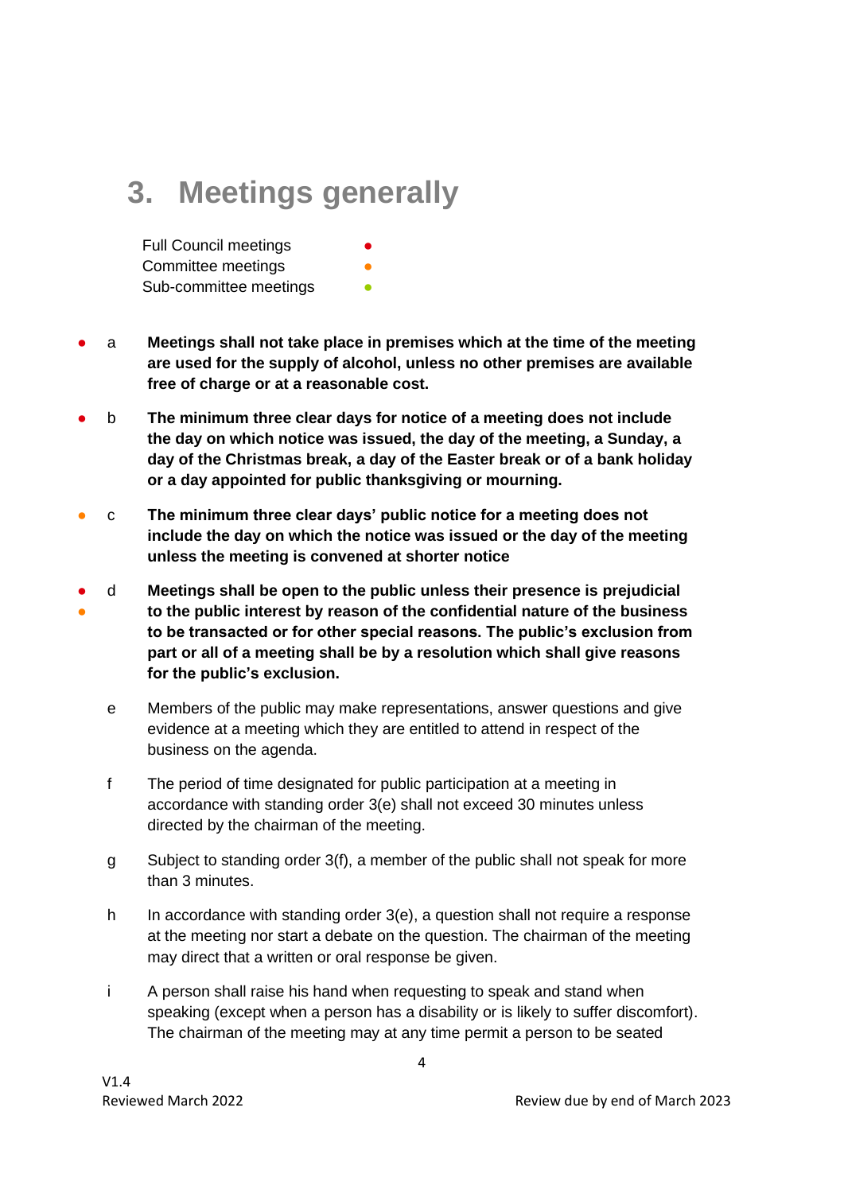# 3. Meetings generally

| | |
|---|---|
| Full Council meetings | ● |
| Committee meetings | ● |
| Sub-committee meetings | ● |

● a **Meetings shall not take place in premises which at the time of the meeting are used for the supply of alcohol, unless no other premises are available free of charge or at a reasonable cost.**

● b **The minimum three clear days for notice of a meeting does not include the day on which notice was issued, the day of the meeting, a Sunday, a day of the Christmas break, a day of the Easter break or of a bank holiday or a day appointed for public thanksgiving or mourning.**

● c **The minimum three clear days' public notice for a meeting does not include the day on which the notice was issued or the day of the meeting unless the meeting is convened at shorter notice**

● ● d **Meetings shall be open to the public unless their presence is prejudicial to the public interest by reason of the confidential nature of the business to be transacted or for other special reasons. The public's exclusion from part or all of a meeting shall be by a resolution which shall give reasons for the public's exclusion.**

e Members of the public may make representations, answer questions and give evidence at a meeting which they are entitled to attend in respect of the business on the agenda.

f The period of time designated for public participation at a meeting in accordance with standing order 3(e) shall not exceed 30 minutes unless directed by the chairman of the meeting.

g Subject to standing order 3(f), a member of the public shall not speak for more than 3 minutes.

h In accordance with standing order 3(e), a question shall not require a response at the meeting nor start a debate on the question. The chairman of the meeting may direct that a written or oral response be given.

i A person shall raise his hand when requesting to speak and stand when speaking (except when a person has a disability or is likely to suffer discomfort). The chairman of the meeting may at any time permit a person to be seated

V1.4
Reviewed March 2022 Review due by end of March 2023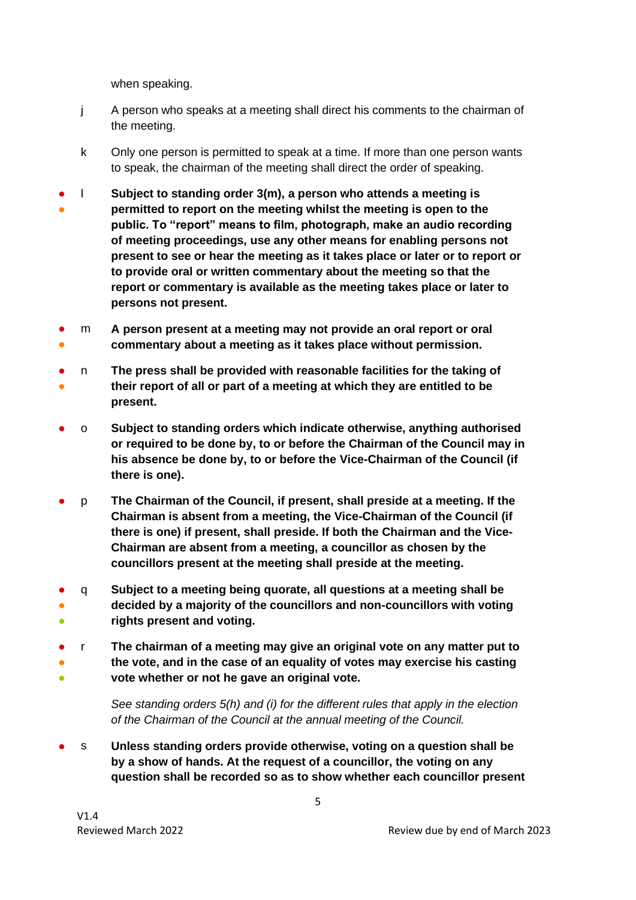when speaking.

j A person who speaks at a meeting shall direct his comments to the chairman of the meeting.

k Only one person is permitted to speak at a time. If more than one person wants to speak, the chairman of the meeting shall direct the order of speaking.

● ● l **Subject to standing order 3(m), a person who attends a meeting is permitted to report on the meeting whilst the meeting is open to the public. To "report" means to film, photograph, make an audio recording of meeting proceedings, use any other means for enabling persons not present to see or hear the meeting as it takes place or later or to report or to provide oral or written commentary about the meeting so that the report or commentary is available as the meeting takes place or later to persons not present.**

● ● m **A person present at a meeting may not provide an oral report or oral commentary about a meeting as it takes place without permission.**

● ● n **The press shall be provided with reasonable facilities for the taking of their report of all or part of a meeting at which they are entitled to be present.**

● o **Subject to standing orders which indicate otherwise, anything authorised or required to be done by, to or before the Chairman of the Council may in his absence be done by, to or before the Vice-Chairman of the Council (if there is one).**

● p **The Chairman of the Council, if present, shall preside at a meeting. If the Chairman is absent from a meeting, the Vice-Chairman of the Council (if there is one) if present, shall preside. If both the Chairman and the Vice-Chairman are absent from a meeting, a councillor as chosen by the councillors present at the meeting shall preside at the meeting.**

● ● ● q **Subject to a meeting being quorate, all questions at a meeting shall be decided by a majority of the councillors and non-councillors with voting rights present and voting.**

● ● ● r **The chairman of a meeting may give an original vote on any matter put to the vote, and in the case of an equality of votes may exercise his casting vote whether or not he gave an original vote.**

*See standing orders 5(h) and (i) for the different rules that apply in the election of the Chairman of the Council at the annual meeting of the Council.*

● s **Unless standing orders provide otherwise, voting on a question shall be by a show of hands. At the request of a councillor, the voting on any question shall be recorded so as to show whether each councillor present**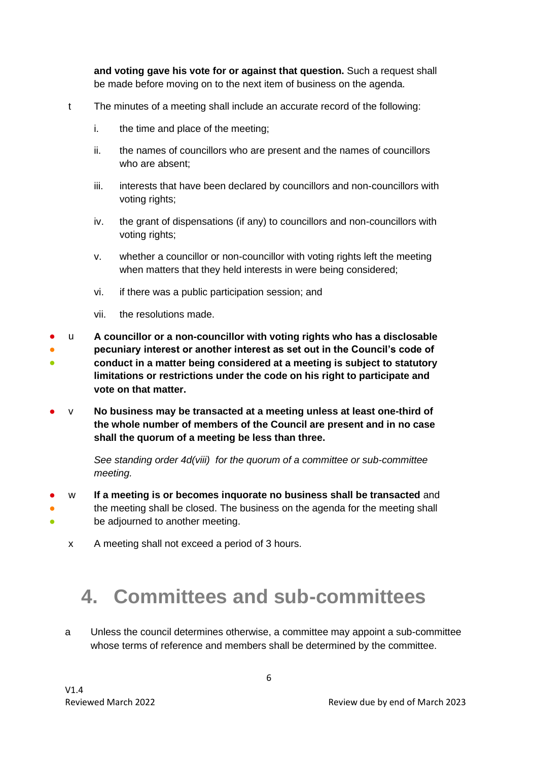**and voting gave his vote for or against that question.** Such a request shall be made before moving on to the next item of business on the agenda.

t The minutes of a meeting shall include an accurate record of the following:

i. the time and place of the meeting;

ii. the names of councillors who are present and the names of councillors who are absent;

iii. interests that have been declared by councillors and non-councillors with voting rights;

iv. the grant of dispensations (if any) to councillors and non-councillors with voting rights;

v. whether a councillor or non-councillor with voting rights left the meeting when matters that they held interests in were being considered;

vi. if there was a public participation session; and

vii. the resolutions made.

● ● ● u **A councillor or a non-councillor with voting rights who has a disclosable pecuniary interest or another interest as set out in the Council's code of conduct in a matter being considered at a meeting is subject to statutory limitations or restrictions under the code on his right to participate and vote on that matter.**

● v **No business may be transacted at a meeting unless at least one-third of the whole number of members of the Council are present and in no case shall the quorum of a meeting be less than three.**

*See standing order 4d(viii) for the quorum of a committee or sub-committee meeting.*

● ● ● w **If a meeting is or becomes inquorate no business shall be transacted** and the meeting shall be closed. The business on the agenda for the meeting shall be adjourned to another meeting.

x A meeting shall not exceed a period of 3 hours.

# 4. Committees and sub-committees

a Unless the council determines otherwise, a committee may appoint a sub-committee whose terms of reference and members shall be determined by the committee.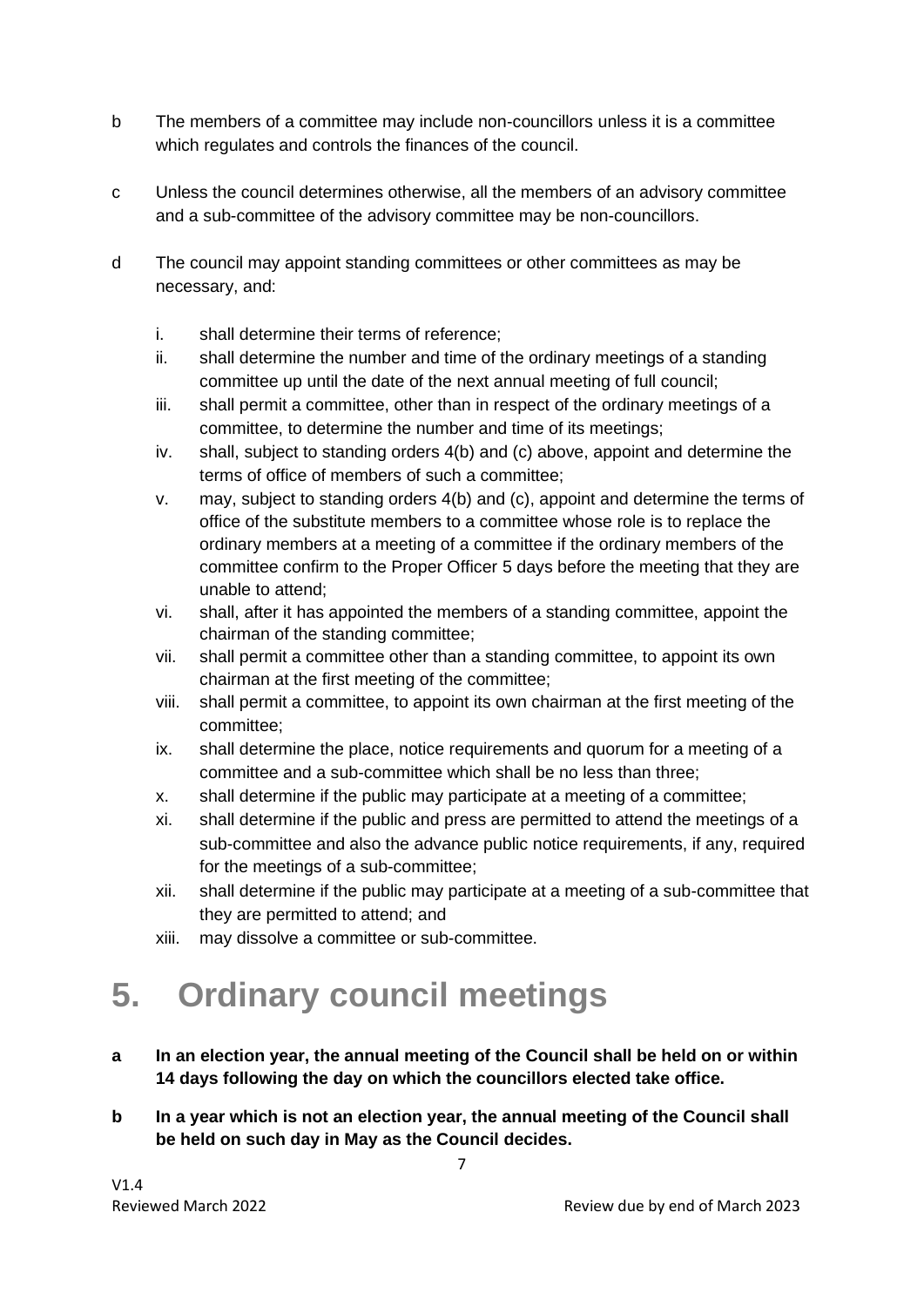b The members of a committee may include non-councillors unless it is a committee which regulates and controls the finances of the council.

c Unless the council determines otherwise, all the members of an advisory committee and a sub-committee of the advisory committee may be non-councillors.

d The council may appoint standing committees or other committees as may be necessary, and:

   i. shall determine their terms of reference;
   ii. shall determine the number and time of the ordinary meetings of a standing committee up until the date of the next annual meeting of full council;
   iii. shall permit a committee, other than in respect of the ordinary meetings of a committee, to determine the number and time of its meetings;
   iv. shall, subject to standing orders 4(b) and (c) above, appoint and determine the terms of office of members of such a committee;
   v. may, subject to standing orders 4(b) and (c), appoint and determine the terms of office of the substitute members to a committee whose role is to replace the ordinary members at a meeting of a committee if the ordinary members of the committee confirm to the Proper Officer 5 days before the meeting that they are unable to attend;
   vi. shall, after it has appointed the members of a standing committee, appoint the chairman of the standing committee;
   vii. shall permit a committee other than a standing committee, to appoint its own chairman at the first meeting of the committee;
   viii. shall permit a committee, to appoint its own chairman at the first meeting of the committee;
   ix. shall determine the place, notice requirements and quorum for a meeting of a committee and a sub-committee which shall be no less than three;
   x. shall determine if the public may participate at a meeting of a committee;
   xi. shall determine if the public and press are permitted to attend the meetings of a sub-committee and also the advance public notice requirements, if any, required for the meetings of a sub-committee;
   xii. shall determine if the public may participate at a meeting of a sub-committee that they are permitted to attend; and
   xiii. may dissolve a committee or sub-committee.

# 5. Ordinary council meetings

**a In an election year, the annual meeting of the Council shall be held on or within 14 days following the day on which the councillors elected take office.**

**b In a year which is not an election year, the annual meeting of the Council shall be held on such day in May as the Council decides.**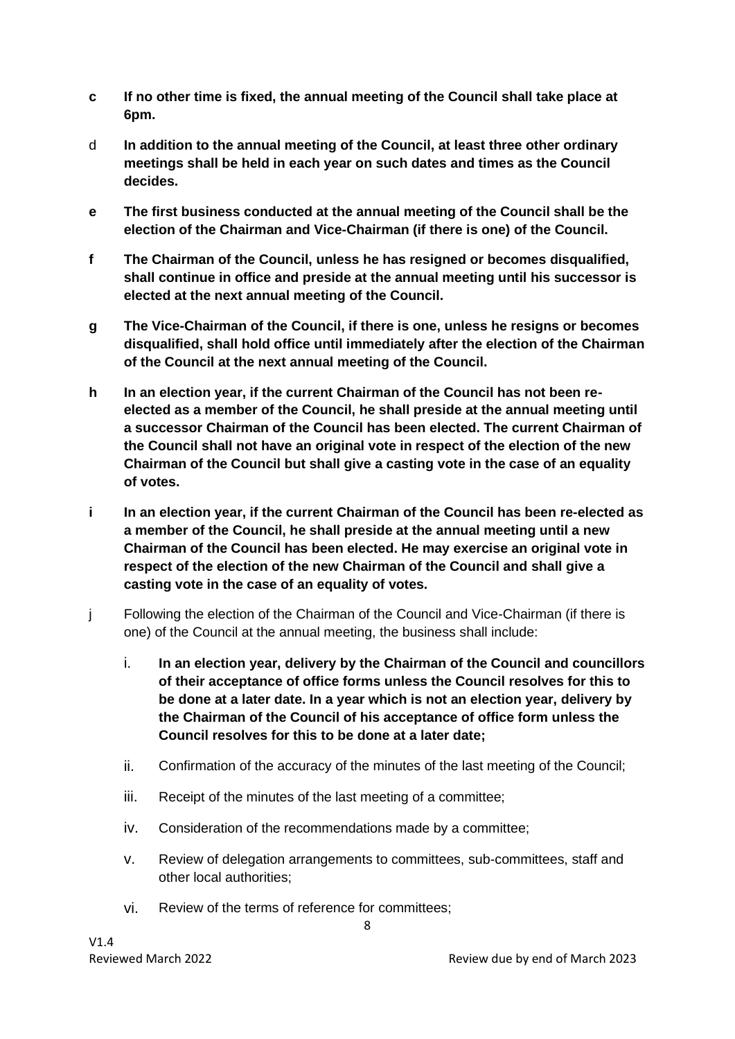**c** **If no other time is fixed, the annual meeting of the Council shall take place at 6pm.**

d **In addition to the annual meeting of the Council, at least three other ordinary meetings shall be held in each year on such dates and times as the Council decides.**

**e** **The first business conducted at the annual meeting of the Council shall be the election of the Chairman and Vice-Chairman (if there is one) of the Council.**

**f** **The Chairman of the Council, unless he has resigned or becomes disqualified, shall continue in office and preside at the annual meeting until his successor is elected at the next annual meeting of the Council.**

**g** **The Vice-Chairman of the Council, if there is one, unless he resigns or becomes disqualified, shall hold office until immediately after the election of the Chairman of the Council at the next annual meeting of the Council.**

**h** **In an election year, if the current Chairman of the Council has not been re-elected as a member of the Council, he shall preside at the annual meeting until a successor Chairman of the Council has been elected. The current Chairman of the Council shall not have an original vote in respect of the election of the new Chairman of the Council but shall give a casting vote in the case of an equality of votes.**

**i** **In an election year, if the current Chairman of the Council has been re-elected as a member of the Council, he shall preside at the annual meeting until a new Chairman of the Council has been elected. He may exercise an original vote in respect of the election of the new Chairman of the Council and shall give a casting vote in the case of an equality of votes.**

j Following the election of the Chairman of the Council and Vice-Chairman (if there is one) of the Council at the annual meeting, the business shall include:

i. **In an election year, delivery by the Chairman of the Council and councillors of their acceptance of office forms unless the Council resolves for this to be done at a later date. In a year which is not an election year, delivery by the Chairman of the Council of his acceptance of office form unless the Council resolves for this to be done at a later date;**

ii. Confirmation of the accuracy of the minutes of the last meeting of the Council;

iii. Receipt of the minutes of the last meeting of a committee;

iv. Consideration of the recommendations made by a committee;

v. Review of delegation arrangements to committees, sub-committees, staff and other local authorities;

vi. Review of the terms of reference for committees;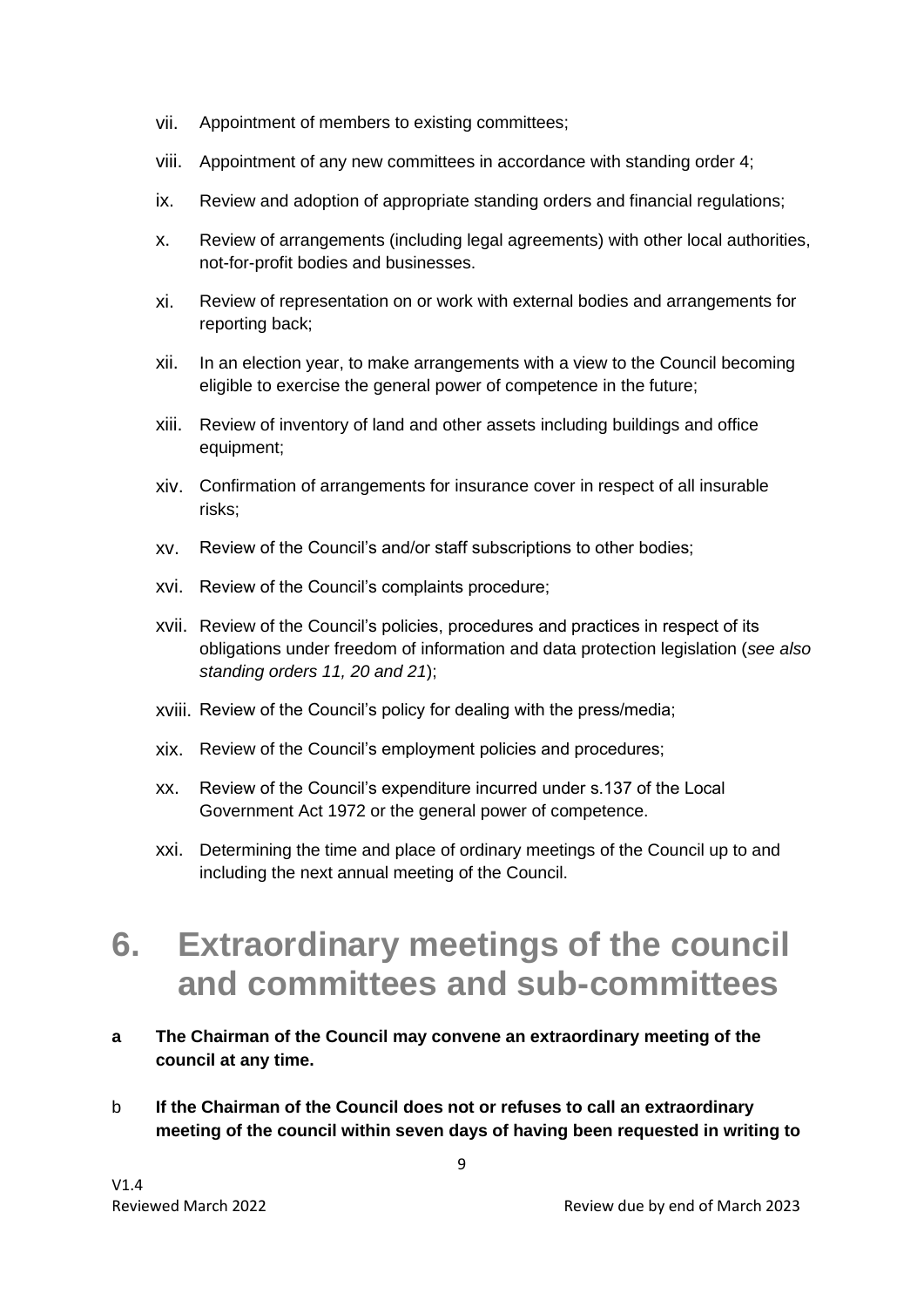vii. Appointment of members to existing committees;

viii. Appointment of any new committees in accordance with standing order 4;

ix. Review and adoption of appropriate standing orders and financial regulations;

x. Review of arrangements (including legal agreements) with other local authorities, not-for-profit bodies and businesses.

xi. Review of representation on or work with external bodies and arrangements for reporting back;

xii. In an election year, to make arrangements with a view to the Council becoming eligible to exercise the general power of competence in the future;

xiii. Review of inventory of land and other assets including buildings and office equipment;

xiv. Confirmation of arrangements for insurance cover in respect of all insurable risks;

xv. Review of the Council's and/or staff subscriptions to other bodies;

xvi. Review of the Council's complaints procedure;

xvii. Review of the Council's policies, procedures and practices in respect of its obligations under freedom of information and data protection legislation (*see also standing orders 11, 20 and 21*);

xviii. Review of the Council's policy for dealing with the press/media;

xix. Review of the Council's employment policies and procedures;

xx. Review of the Council's expenditure incurred under s.137 of the Local Government Act 1972 or the general power of competence.

xxi. Determining the time and place of ordinary meetings of the Council up to and including the next annual meeting of the Council.

# 6. Extraordinary meetings of the council and committees and sub-committees

**a The Chairman of the Council may convene an extraordinary meeting of the council at any time.**

b **If the Chairman of the Council does not or refuses to call an extraordinary meeting of the council within seven days of having been requested in writing to**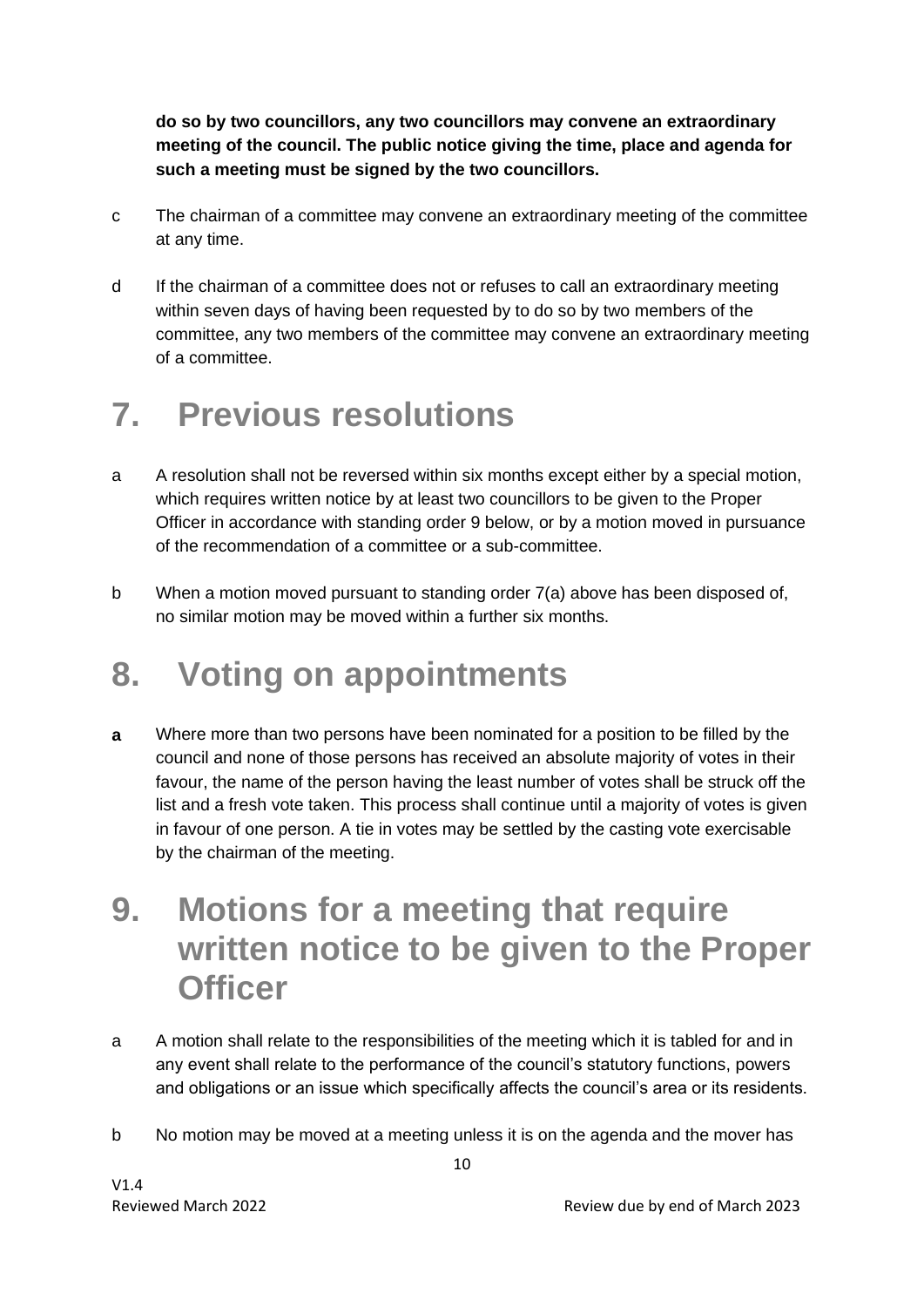**do so by two councillors, any two councillors may convene an extraordinary meeting of the council. The public notice giving the time, place and agenda for such a meeting must be signed by the two councillors.**

c The chairman of a committee may convene an extraordinary meeting of the committee at any time.

d If the chairman of a committee does not or refuses to call an extraordinary meeting within seven days of having been requested by to do so by two members of the committee, any two members of the committee may convene an extraordinary meeting of a committee.

# 7. Previous resolutions

a A resolution shall not be reversed within six months except either by a special motion, which requires written notice by at least two councillors to be given to the Proper Officer in accordance with standing order 9 below, or by a motion moved in pursuance of the recommendation of a committee or a sub-committee.

b When a motion moved pursuant to standing order 7(a) above has been disposed of, no similar motion may be moved within a further six months.

# 8. Voting on appointments

**a** Where more than two persons have been nominated for a position to be filled by the council and none of those persons has received an absolute majority of votes in their favour, the name of the person having the least number of votes shall be struck off the list and a fresh vote taken. This process shall continue until a majority of votes is given in favour of one person. A tie in votes may be settled by the casting vote exercisable by the chairman of the meeting.

# 9. Motions for a meeting that require written notice to be given to the Proper Officer

a A motion shall relate to the responsibilities of the meeting which it is tabled for and in any event shall relate to the performance of the council's statutory functions, powers and obligations or an issue which specifically affects the council's area or its residents.

b No motion may be moved at a meeting unless it is on the agenda and the mover has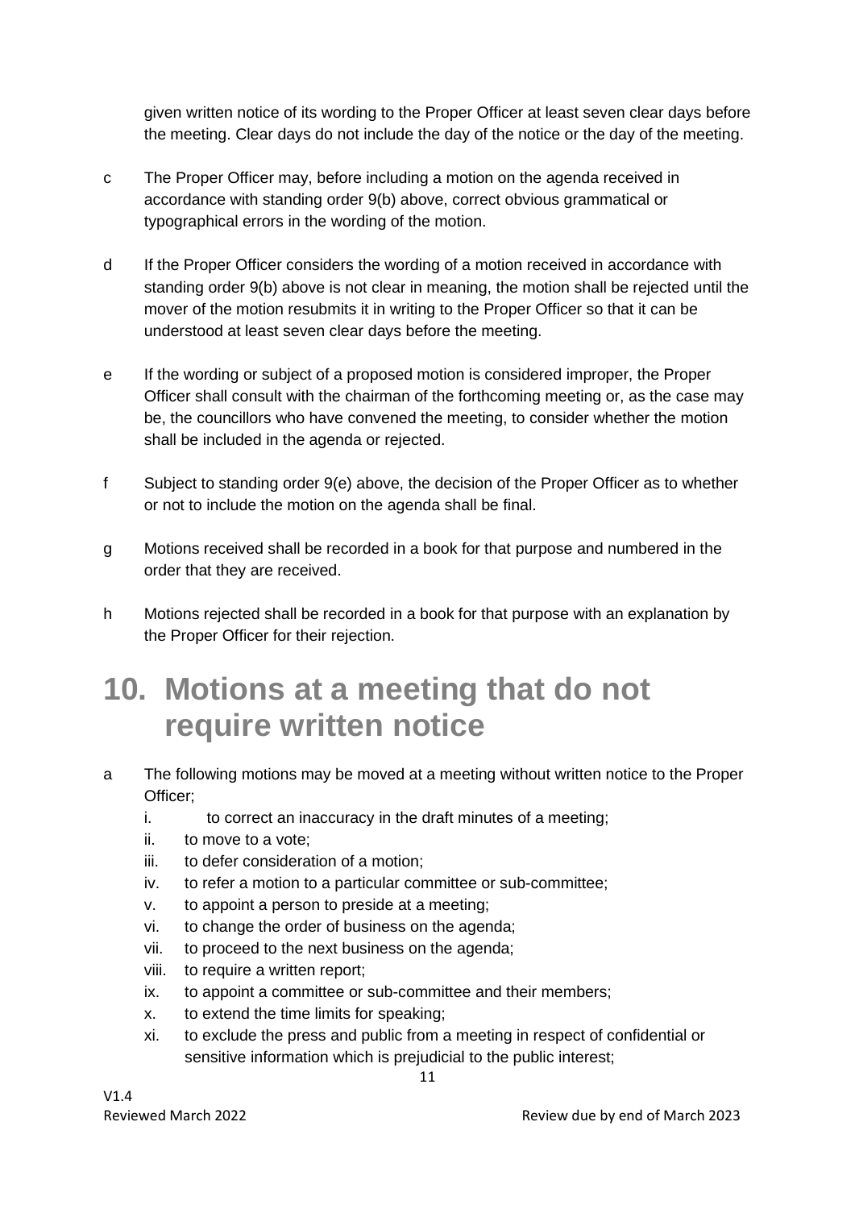given written notice of its wording to the Proper Officer at least seven clear days before the meeting. Clear days do not include the day of the notice or the day of the meeting.

c The Proper Officer may, before including a motion on the agenda received in accordance with standing order 9(b) above, correct obvious grammatical or typographical errors in the wording of the motion.

d If the Proper Officer considers the wording of a motion received in accordance with standing order 9(b) above is not clear in meaning, the motion shall be rejected until the mover of the motion resubmits it in writing to the Proper Officer so that it can be understood at least seven clear days before the meeting.

e If the wording or subject of a proposed motion is considered improper, the Proper Officer shall consult with the chairman of the forthcoming meeting or, as the case may be, the councillors who have convened the meeting, to consider whether the motion shall be included in the agenda or rejected.

f Subject to standing order 9(e) above, the decision of the Proper Officer as to whether or not to include the motion on the agenda shall be final.

g Motions received shall be recorded in a book for that purpose and numbered in the order that they are received.

h Motions rejected shall be recorded in a book for that purpose with an explanation by the Proper Officer for their rejection.

# 10. Motions at a meeting that do not require written notice

a The following motions may be moved at a meeting without written notice to the Proper Officer;

  i. to correct an inaccuracy in the draft minutes of a meeting;
  ii. to move to a vote;
  iii. to defer consideration of a motion;
  iv. to refer a motion to a particular committee or sub-committee;
  v. to appoint a person to preside at a meeting;
  vi. to change the order of business on the agenda;
  vii. to proceed to the next business on the agenda;
  viii. to require a written report;
  ix. to appoint a committee or sub-committee and their members;
  x. to extend the time limits for speaking;
  xi. to exclude the press and public from a meeting in respect of confidential or sensitive information which is prejudicial to the public interest;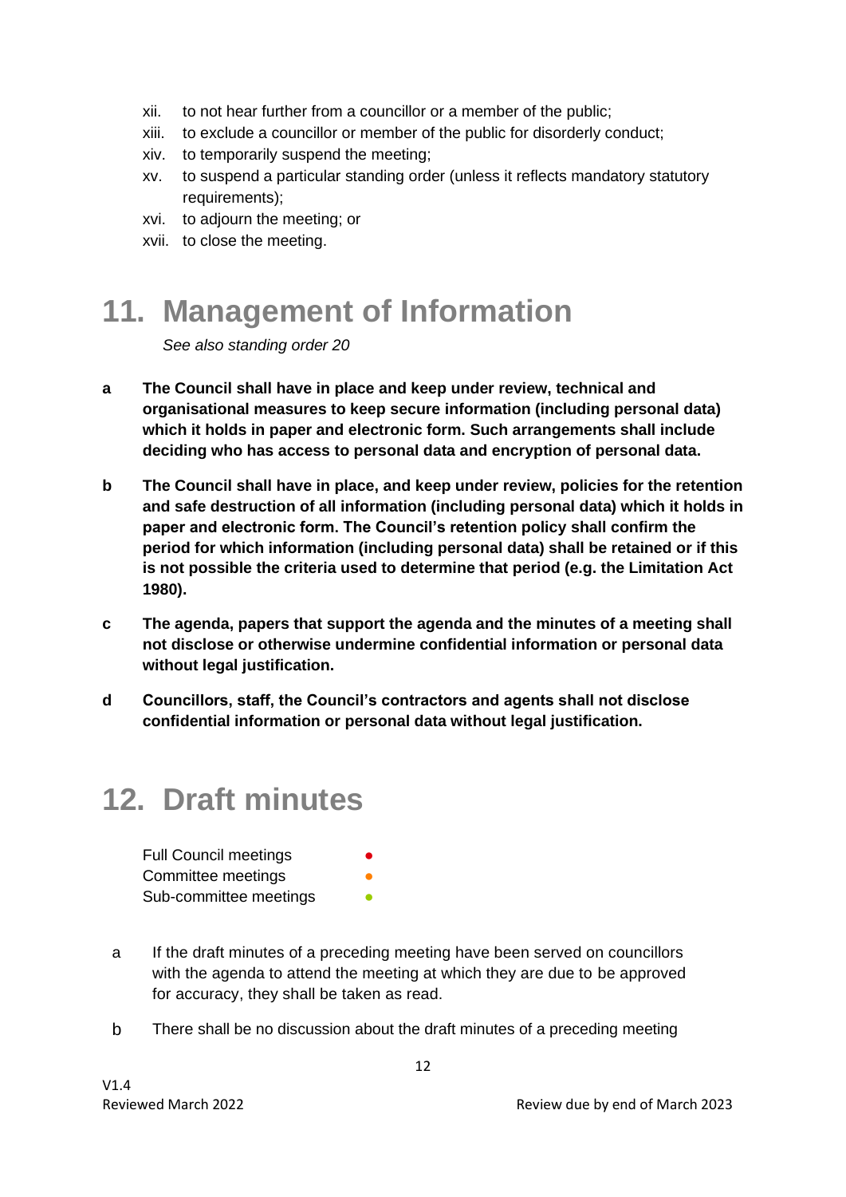xii. to not hear further from a councillor or a member of the public;
xiii. to exclude a councillor or member of the public for disorderly conduct;
xiv. to temporarily suspend the meeting;
xv. to suspend a particular standing order (unless it reflects mandatory statutory requirements);
xvi. to adjourn the meeting; or
xvii. to close the meeting.

# 11. Management of Information

*See also standing order 20*

**a The Council shall have in place and keep under review, technical and organisational measures to keep secure information (including personal data) which it holds in paper and electronic form. Such arrangements shall include deciding who has access to personal data and encryption of personal data.**

**b The Council shall have in place, and keep under review, policies for the retention and safe destruction of all information (including personal data) which it holds in paper and electronic form. The Council's retention policy shall confirm the period for which information (including personal data) shall be retained or if this is not possible the criteria used to determine that period (e.g. the Limitation Act 1980).**

**c The agenda, papers that support the agenda and the minutes of a meeting shall not disclose or otherwise undermine confidential information or personal data without legal justification.**

**d Councillors, staff, the Council's contractors and agents shall not disclose confidential information or personal data without legal justification.**

# 12. Draft minutes

| | |
|---|---|
| Full Council meetings | ● |
| Committee meetings | ● |
| Sub-committee meetings | ● |

a If the draft minutes of a preceding meeting have been served on councillors with the agenda to attend the meeting at which they are due to be approved for accuracy, they shall be taken as read.

b There shall be no discussion about the draft minutes of a preceding meeting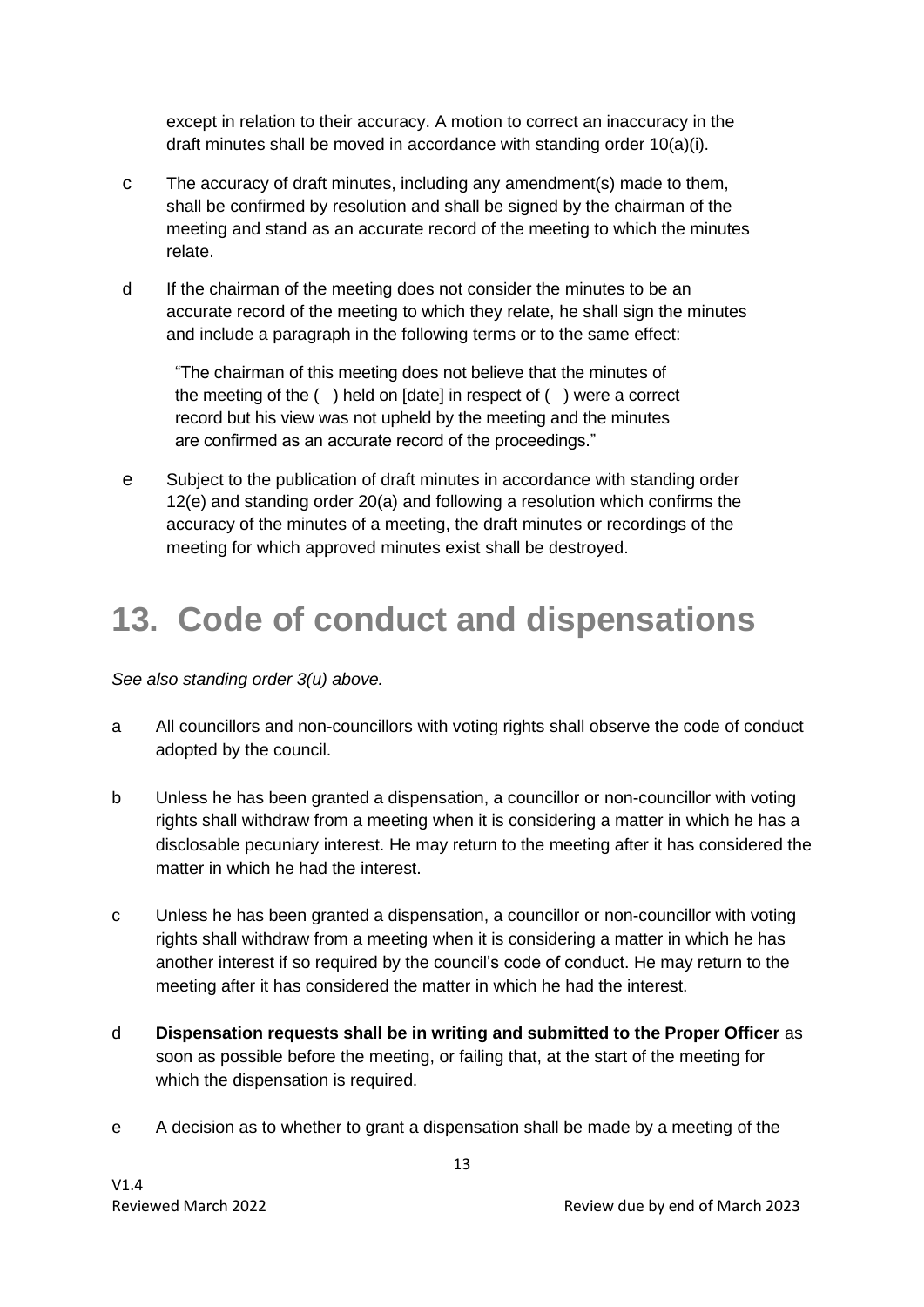except in relation to their accuracy. A motion to correct an inaccuracy in the draft minutes shall be moved in accordance with standing order 10(a)(i).

c The accuracy of draft minutes, including any amendment(s) made to them, shall be confirmed by resolution and shall be signed by the chairman of the meeting and stand as an accurate record of the meeting to which the minutes relate.

d If the chairman of the meeting does not consider the minutes to be an accurate record of the meeting to which they relate, he shall sign the minutes and include a paragraph in the following terms or to the same effect:

> "The chairman of this meeting does not believe that the minutes of the meeting of the ( ) held on [date] in respect of ( ) were a correct record but his view was not upheld by the meeting and the minutes are confirmed as an accurate record of the proceedings."

e Subject to the publication of draft minutes in accordance with standing order 12(e) and standing order 20(a) and following a resolution which confirms the accuracy of the minutes of a meeting, the draft minutes or recordings of the meeting for which approved minutes exist shall be destroyed.

# 13. Code of conduct and dispensations

*See also standing order 3(u) above.*

a All councillors and non-councillors with voting rights shall observe the code of conduct adopted by the council.

b Unless he has been granted a dispensation, a councillor or non-councillor with voting rights shall withdraw from a meeting when it is considering a matter in which he has a disclosable pecuniary interest. He may return to the meeting after it has considered the matter in which he had the interest.

c Unless he has been granted a dispensation, a councillor or non-councillor with voting rights shall withdraw from a meeting when it is considering a matter in which he has another interest if so required by the council's code of conduct. He may return to the meeting after it has considered the matter in which he had the interest.

d **Dispensation requests shall be in writing and submitted to the Proper Officer** as soon as possible before the meeting, or failing that, at the start of the meeting for which the dispensation is required.

e A decision as to whether to grant a dispensation shall be made by a meeting of the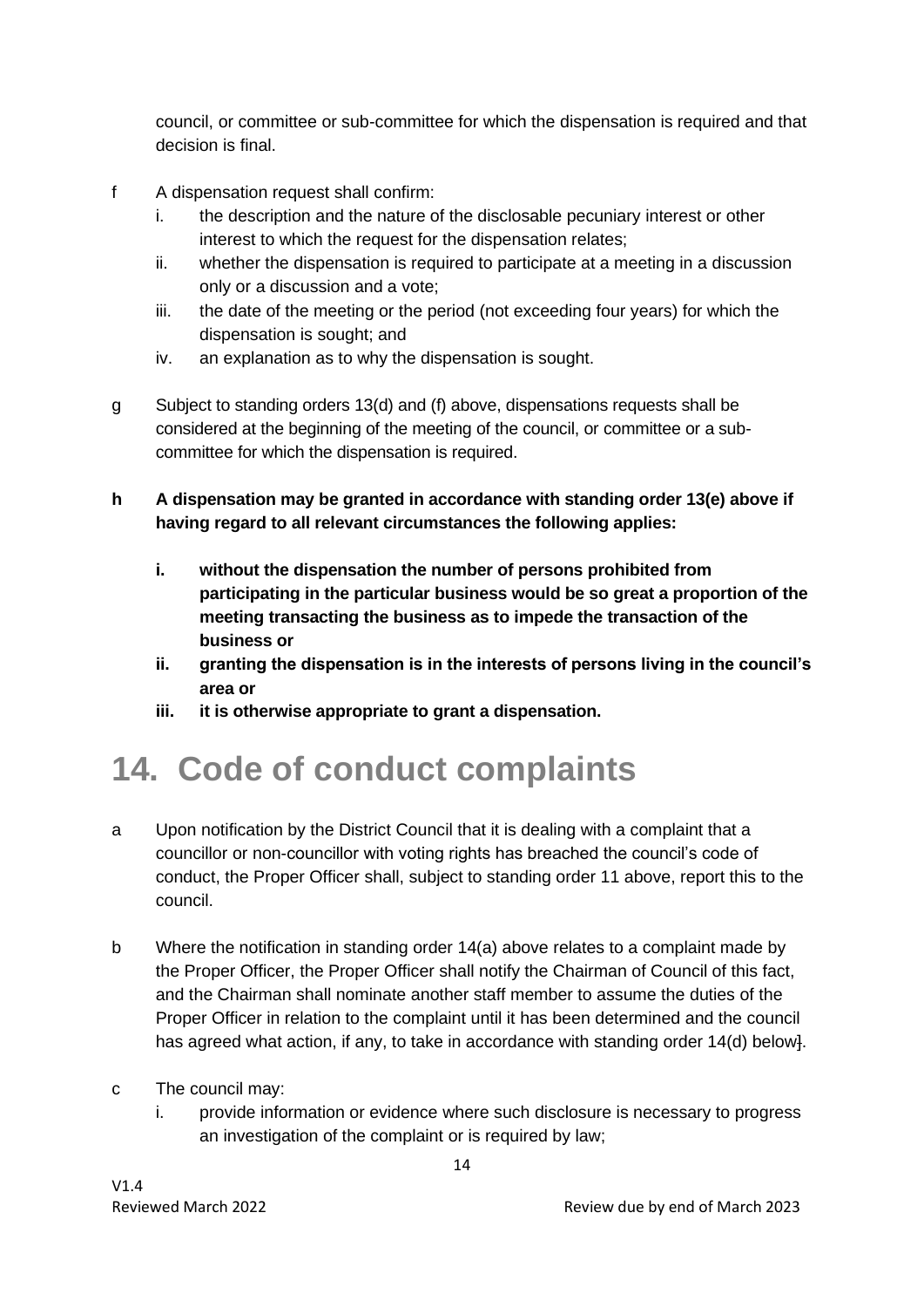council, or committee or sub-committee for which the dispensation is required and that decision is final.

f A dispensation request shall confirm:
   i. the description and the nature of the disclosable pecuniary interest or other interest to which the request for the dispensation relates;
   ii. whether the dispensation is required to participate at a meeting in a discussion only or a discussion and a vote;
   iii. the date of the meeting or the period (not exceeding four years) for which the dispensation is sought; and
   iv. an explanation as to why the dispensation is sought.

g Subject to standing orders 13(d) and (f) above, dispensations requests shall be considered at the beginning of the meeting of the council, or committee or a sub-committee for which the dispensation is required.

**h A dispensation may be granted in accordance with standing order 13(e) above if having regard to all relevant circumstances the following applies:**

   **i. without the dispensation the number of persons prohibited from participating in the particular business would be so great a proportion of the meeting transacting the business as to impede the transaction of the business or**
   **ii. granting the dispensation is in the interests of persons living in the council's area or**
   **iii. it is otherwise appropriate to grant a dispensation.**

# 14. Code of conduct complaints

a Upon notification by the District Council that it is dealing with a complaint that a councillor or non-councillor with voting rights has breached the council's code of conduct, the Proper Officer shall, subject to standing order 11 above, report this to the council.

b Where the notification in standing order 14(a) above relates to a complaint made by the Proper Officer, the Proper Officer shall notify the Chairman of Council of this fact, and the Chairman shall nominate another staff member to assume the duties of the Proper Officer in relation to the complaint until it has been determined and the council has agreed what action, if any, to take in accordance with standing order 14(d) below].

c The council may:
   i. provide information or evidence where such disclosure is necessary to progress an investigation of the complaint or is required by law;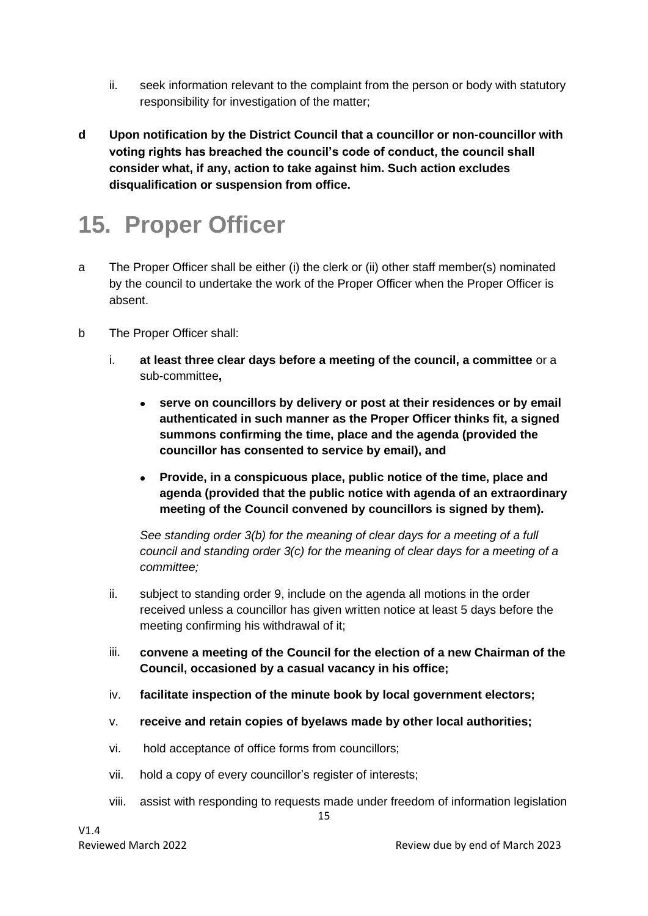ii. seek information relevant to the complaint from the person or body with statutory responsibility for investigation of the matter;

**d Upon notification by the District Council that a councillor or non-councillor with voting rights has breached the council's code of conduct, the council shall consider what, if any, action to take against him. Such action excludes disqualification or suspension from office.**

# 15. Proper Officer

a The Proper Officer shall be either (i) the clerk or (ii) other staff member(s) nominated by the council to undertake the work of the Proper Officer when the Proper Officer is absent.

b The Proper Officer shall:

i. **at least three clear days before a meeting of the council, a committee** or a sub-committee**,**

- **serve on councillors by delivery or post at their residences or by email authenticated in such manner as the Proper Officer thinks fit, a signed summons confirming the time, place and the agenda (provided the councillor has consented to service by email), and**
- **Provide, in a conspicuous place, public notice of the time, place and agenda (provided that the public notice with agenda of an extraordinary meeting of the Council convened by councillors is signed by them).**

*See standing order 3(b) for the meaning of clear days for a meeting of a full council and standing order 3(c) for the meaning of clear days for a meeting of a committee;*

ii. subject to standing order 9, include on the agenda all motions in the order received unless a councillor has given written notice at least 5 days before the meeting confirming his withdrawal of it;

iii. **convene a meeting of the Council for the election of a new Chairman of the Council, occasioned by a casual vacancy in his office;**

iv. **facilitate inspection of the minute book by local government electors;**

v. **receive and retain copies of byelaws made by other local authorities;**

vi. hold acceptance of office forms from councillors;

vii. hold a copy of every councillor's register of interests;

viii. assist with responding to requests made under freedom of information legislation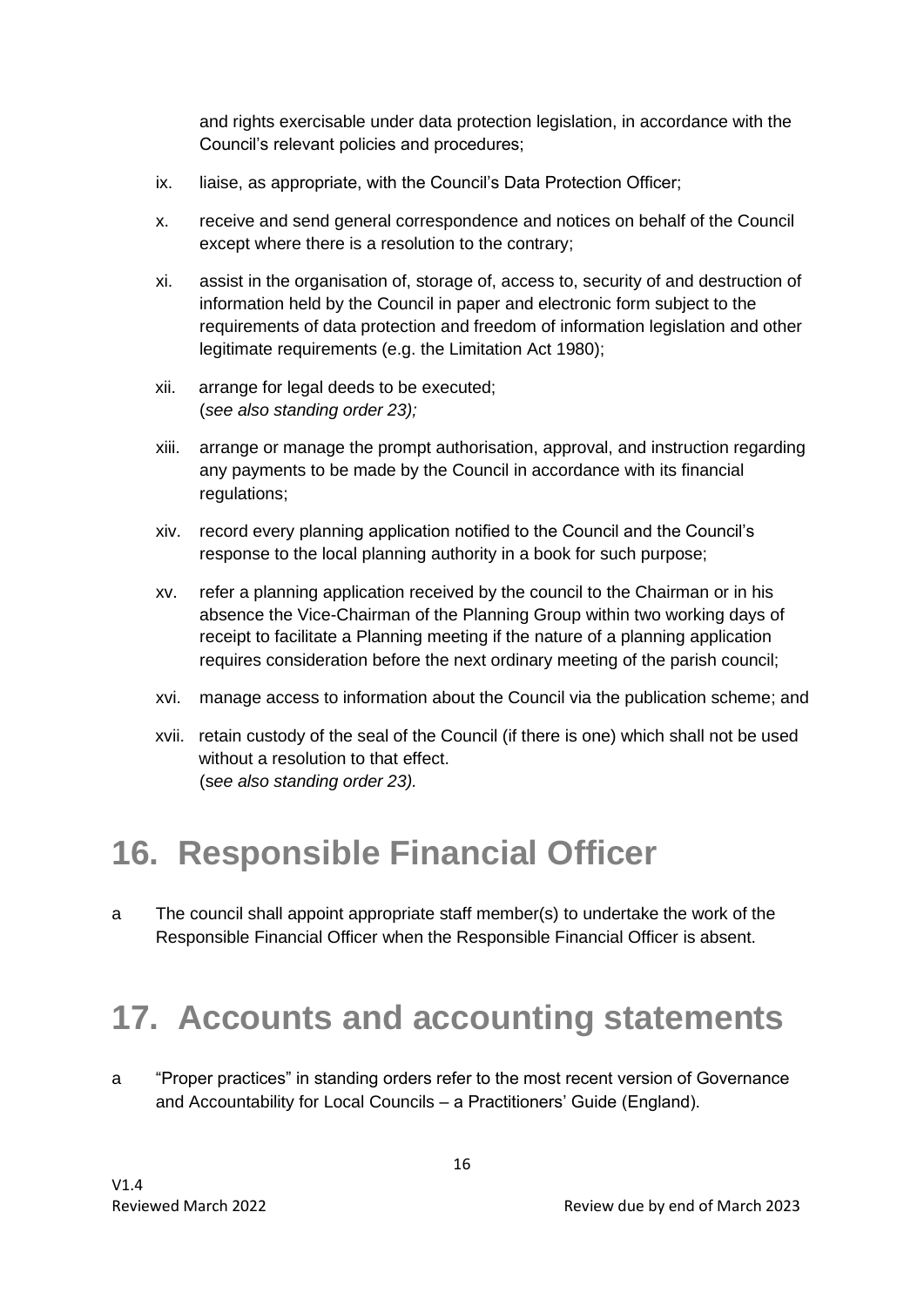and rights exercisable under data protection legislation, in accordance with the Council's relevant policies and procedures;

ix. liaise, as appropriate, with the Council's Data Protection Officer;

x. receive and send general correspondence and notices on behalf of the Council except where there is a resolution to the contrary;

xi. assist in the organisation of, storage of, access to, security of and destruction of information held by the Council in paper and electronic form subject to the requirements of data protection and freedom of information legislation and other legitimate requirements (e.g. the Limitation Act 1980);

xii. arrange for legal deeds to be executed;
(*see also standing order 23);*

xiii. arrange or manage the prompt authorisation, approval, and instruction regarding any payments to be made by the Council in accordance with its financial regulations;

xiv. record every planning application notified to the Council and the Council's response to the local planning authority in a book for such purpose;

xv. refer a planning application received by the council to the Chairman or in his absence the Vice-Chairman of the Planning Group within two working days of receipt to facilitate a Planning meeting if the nature of a planning application requires consideration before the next ordinary meeting of the parish council;

xvi. manage access to information about the Council via the publication scheme; and

xvii. retain custody of the seal of the Council (if there is one) which shall not be used without a resolution to that effect.
(*see also standing order 23).*

# 16. Responsible Financial Officer

a The council shall appoint appropriate staff member(s) to undertake the work of the Responsible Financial Officer when the Responsible Financial Officer is absent.

# 17. Accounts and accounting statements

a "Proper practices" in standing orders refer to the most recent version of Governance and Accountability for Local Councils – a Practitioners' Guide (England).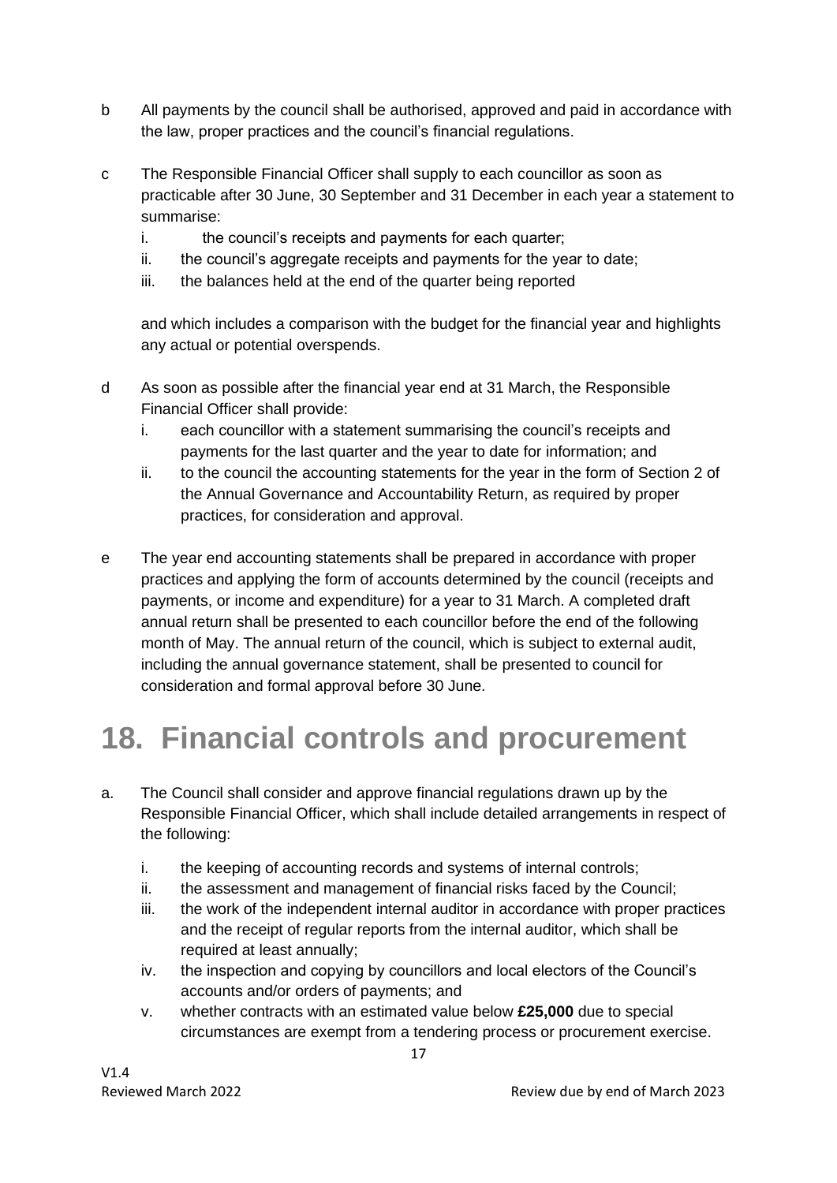b All payments by the council shall be authorised, approved and paid in accordance with the law, proper practices and the council's financial regulations.

c The Responsible Financial Officer shall supply to each councillor as soon as practicable after 30 June, 30 September and 31 December in each year a statement to summarise:

   i. the council's receipts and payments for each quarter;
   ii. the council's aggregate receipts and payments for the year to date;
   iii. the balances held at the end of the quarter being reported

   and which includes a comparison with the budget for the financial year and highlights any actual or potential overspends.

d As soon as possible after the financial year end at 31 March, the Responsible Financial Officer shall provide:

   i. each councillor with a statement summarising the council's receipts and payments for the last quarter and the year to date for information; and
   ii. to the council the accounting statements for the year in the form of Section 2 of the Annual Governance and Accountability Return, as required by proper practices, for consideration and approval.

e The year end accounting statements shall be prepared in accordance with proper practices and applying the form of accounts determined by the council (receipts and payments, or income and expenditure) for a year to 31 March. A completed draft annual return shall be presented to each councillor before the end of the following month of May. The annual return of the council, which is subject to external audit, including the annual governance statement, shall be presented to council for consideration and formal approval before 30 June.

# 18. Financial controls and procurement

a. The Council shall consider and approve financial regulations drawn up by the Responsible Financial Officer, which shall include detailed arrangements in respect of the following:

   i. the keeping of accounting records and systems of internal controls;
   ii. the assessment and management of financial risks faced by the Council;
   iii. the work of the independent internal auditor in accordance with proper practices and the receipt of regular reports from the internal auditor, which shall be required at least annually;
   iv. the inspection and copying by councillors and local electors of the Council's accounts and/or orders of payments; and
   v. whether contracts with an estimated value below **£25,000** due to special circumstances are exempt from a tendering process or procurement exercise.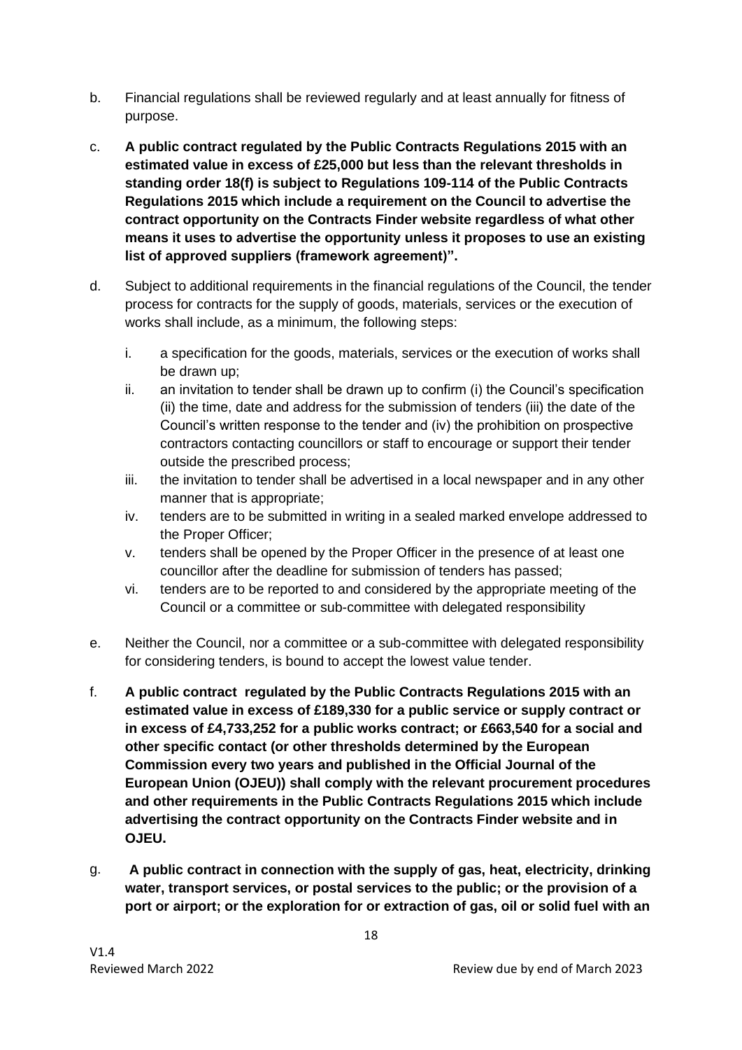b. Financial regulations shall be reviewed regularly and at least annually for fitness of purpose.

c. **A public contract regulated by the Public Contracts Regulations 2015 with an estimated value in excess of £25,000 but less than the relevant thresholds in standing order 18(f) is subject to Regulations 109-114 of the Public Contracts Regulations 2015 which include a requirement on the Council to advertise the contract opportunity on the Contracts Finder website regardless of what other means it uses to advertise the opportunity unless it proposes to use an existing list of approved suppliers (framework agreement)".**

d. Subject to additional requirements in the financial regulations of the Council, the tender process for contracts for the supply of goods, materials, services or the execution of works shall include, as a minimum, the following steps:

   i. a specification for the goods, materials, services or the execution of works shall be drawn up;
   ii. an invitation to tender shall be drawn up to confirm (i) the Council's specification (ii) the time, date and address for the submission of tenders (iii) the date of the Council's written response to the tender and (iv) the prohibition on prospective contractors contacting councillors or staff to encourage or support their tender outside the prescribed process;
   iii. the invitation to tender shall be advertised in a local newspaper and in any other manner that is appropriate;
   iv. tenders are to be submitted in writing in a sealed marked envelope addressed to the Proper Officer;
   v. tenders shall be opened by the Proper Officer in the presence of at least one councillor after the deadline for submission of tenders has passed;
   vi. tenders are to be reported to and considered by the appropriate meeting of the Council or a committee or sub-committee with delegated responsibility

e. Neither the Council, nor a committee or a sub-committee with delegated responsibility for considering tenders, is bound to accept the lowest value tender.

f. **A public contract regulated by the Public Contracts Regulations 2015 with an estimated value in excess of £189,330 for a public service or supply contract or in excess of £4,733,252 for a public works contract; or £663,540 for a social and other specific contact (or other thresholds determined by the European Commission every two years and published in the Official Journal of the European Union (OJEU)) shall comply with the relevant procurement procedures and other requirements in the Public Contracts Regulations 2015 which include advertising the contract opportunity on the Contracts Finder website and in OJEU.**

g. **A public contract in connection with the supply of gas, heat, electricity, drinking water, transport services, or postal services to the public; or the provision of a port or airport; or the exploration for or extraction of gas, oil or solid fuel with an**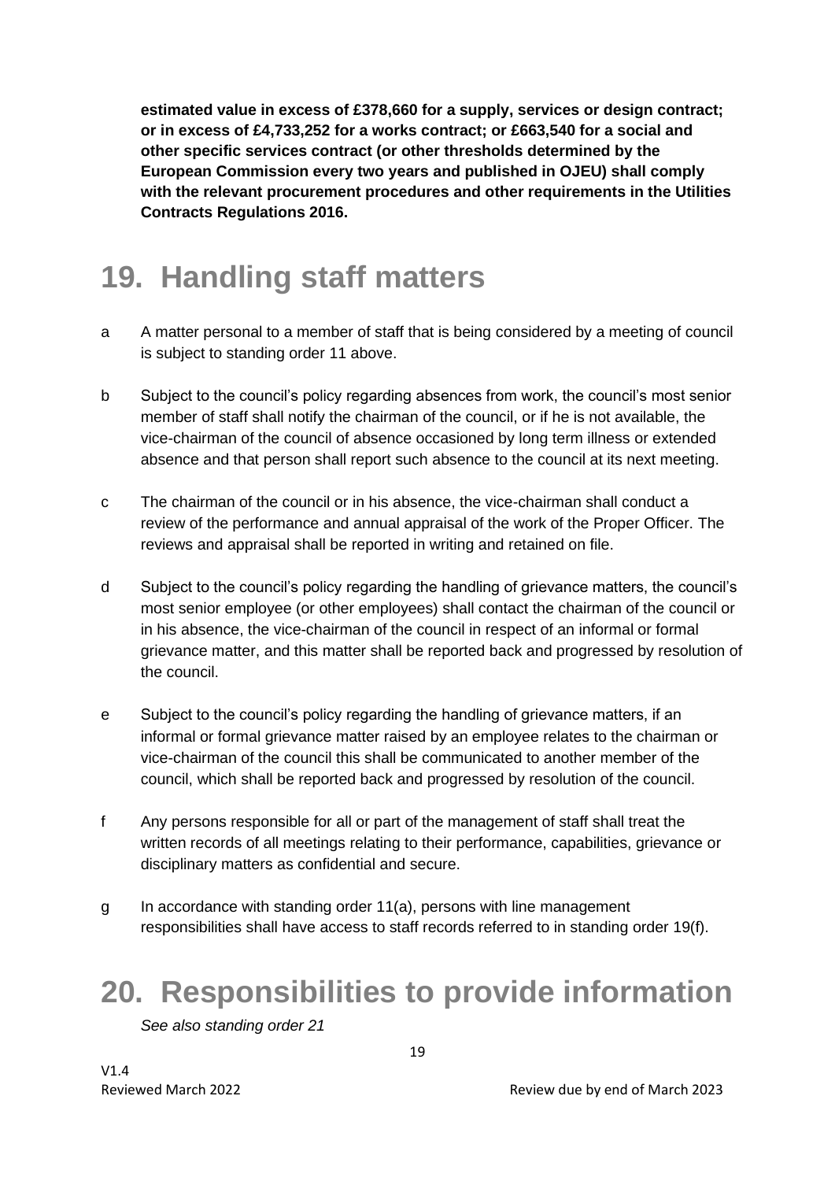**estimated value in excess of £378,660 for a supply, services or design contract; or in excess of £4,733,252 for a works contract; or £663,540 for a social and other specific services contract (or other thresholds determined by the European Commission every two years and published in OJEU) shall comply with the relevant procurement procedures and other requirements in the Utilities Contracts Regulations 2016.**

# 19. Handling staff matters

a A matter personal to a member of staff that is being considered by a meeting of council is subject to standing order 11 above.

b Subject to the council's policy regarding absences from work, the council's most senior member of staff shall notify the chairman of the council, or if he is not available, the vice-chairman of the council of absence occasioned by long term illness or extended absence and that person shall report such absence to the council at its next meeting.

c The chairman of the council or in his absence, the vice-chairman shall conduct a review of the performance and annual appraisal of the work of the Proper Officer. The reviews and appraisal shall be reported in writing and retained on file.

d Subject to the council's policy regarding the handling of grievance matters, the council's most senior employee (or other employees) shall contact the chairman of the council or in his absence, the vice-chairman of the council in respect of an informal or formal grievance matter, and this matter shall be reported back and progressed by resolution of the council.

e Subject to the council's policy regarding the handling of grievance matters, if an informal or formal grievance matter raised by an employee relates to the chairman or vice-chairman of the council this shall be communicated to another member of the council, which shall be reported back and progressed by resolution of the council.

f Any persons responsible for all or part of the management of staff shall treat the written records of all meetings relating to their performance, capabilities, grievance or disciplinary matters as confidential and secure.

g In accordance with standing order 11(a), persons with line management responsibilities shall have access to staff records referred to in standing order 19(f).

# 20. Responsibilities to provide information

*See also standing order 21*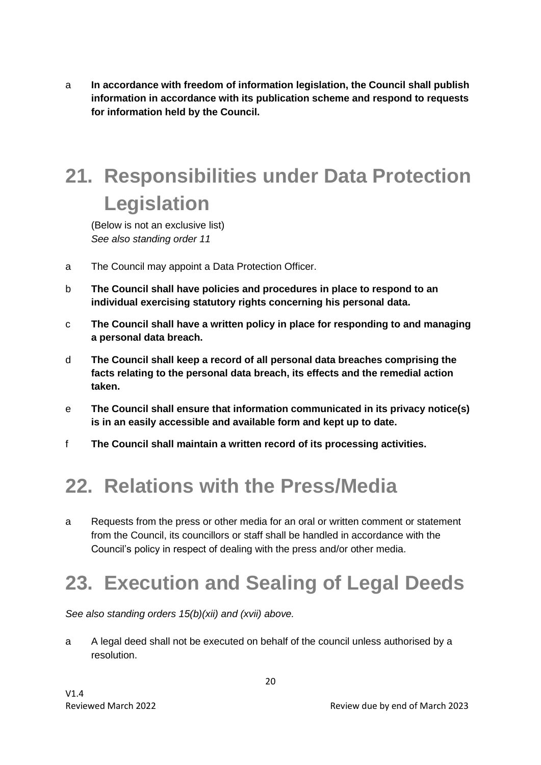a **In accordance with freedom of information legislation, the Council shall publish information in accordance with its publication scheme and respond to requests for information held by the Council.**

# 21. Responsibilities under Data Protection Legislation

(Below is not an exclusive list)
*See also standing order 11*

a The Council may appoint a Data Protection Officer.

b **The Council shall have policies and procedures in place to respond to an individual exercising statutory rights concerning his personal data.**

c **The Council shall have a written policy in place for responding to and managing a personal data breach.**

d **The Council shall keep a record of all personal data breaches comprising the facts relating to the personal data breach, its effects and the remedial action taken.**

e **The Council shall ensure that information communicated in its privacy notice(s) is in an easily accessible and available form and kept up to date.**

f **The Council shall maintain a written record of its processing activities.**

# 22. Relations with the Press/Media

a Requests from the press or other media for an oral or written comment or statement from the Council, its councillors or staff shall be handled in accordance with the Council's policy in respect of dealing with the press and/or other media.

# 23. Execution and Sealing of Legal Deeds

*See also standing orders 15(b)(xii) and (xvii) above.*

a A legal deed shall not be executed on behalf of the council unless authorised by a resolution.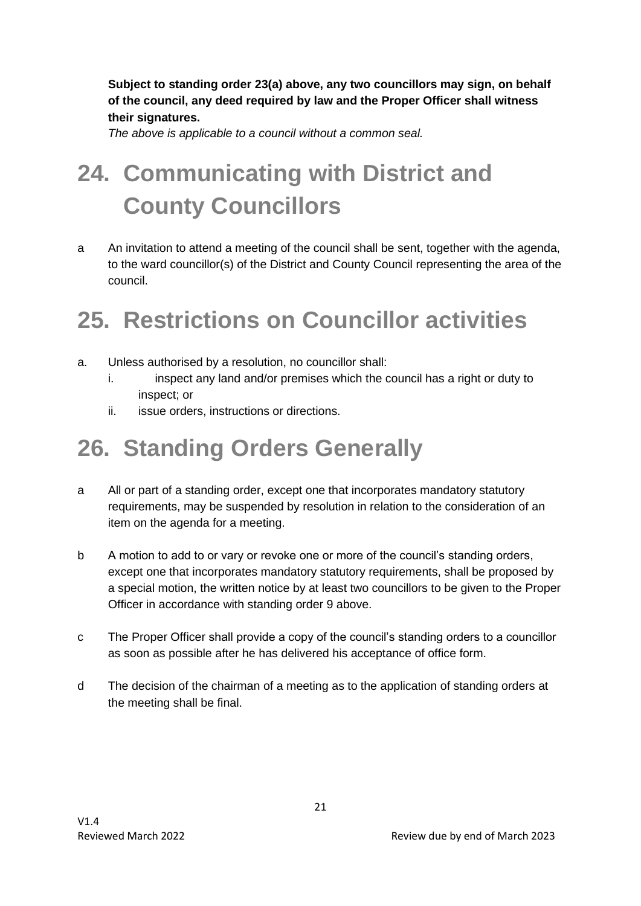**Subject to standing order 23(a) above, any two councillors may sign, on behalf of the council, any deed required by law and the Proper Officer shall witness their signatures.**

*The above is applicable to a council without a common seal.*

# 24. Communicating with District and County Councillors

a An invitation to attend a meeting of the council shall be sent, together with the agenda, to the ward councillor(s) of the District and County Council representing the area of the council.

# 25. Restrictions on Councillor activities

a. Unless authorised by a resolution, no councillor shall:
   i. inspect any land and/or premises which the council has a right or duty to inspect; or
   ii. issue orders, instructions or directions.

# 26. Standing Orders Generally

a All or part of a standing order, except one that incorporates mandatory statutory requirements, may be suspended by resolution in relation to the consideration of an item on the agenda for a meeting.

b A motion to add to or vary or revoke one or more of the council's standing orders, except one that incorporates mandatory statutory requirements, shall be proposed by a special motion, the written notice by at least two councillors to be given to the Proper Officer in accordance with standing order 9 above.

c The Proper Officer shall provide a copy of the council's standing orders to a councillor as soon as possible after he has delivered his acceptance of office form.

d The decision of the chairman of a meeting as to the application of standing orders at the meeting shall be final.

V1.4
Reviewed March 2022 Review due by end of March 2023